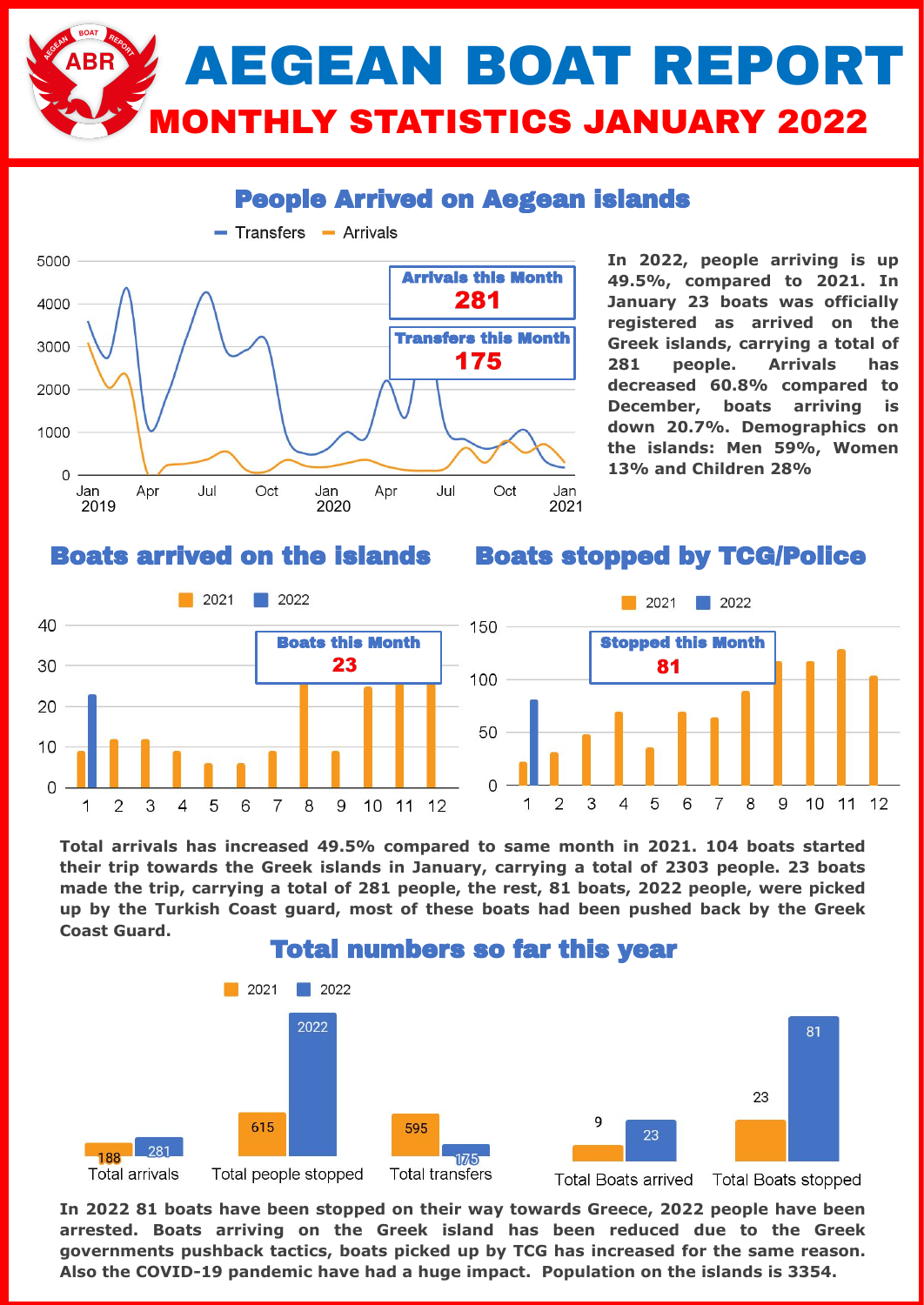# AEGEAN BOAT REPORT

## MONTHLY STATISTICS JANUARY 2022

### People Arrived on Aegean islands

Arrivals this Month: **281**

Transfers this Month: **175**

**In 2022, people arriving is up 49.5%, compared to 2021. In January 23 boats was officially registered as arrived on the Greek islands, carrying a total of 281 people. Arrivals has decreased 60.8% compared to December, boats arriving is down 20.7%. Demographics on the islands: Men 59%, Women 13% and Children 28%**

### Boats arrived on the islands

Boats this Month: **23**

### Boats stopped by TCG/Police

Stopped this Month: **81**

**Total arrivals has increased 49.5% compared to same month in 2021. 104 boats started their trip towards the Greek islands in January, carrying a total of 2303 people. 23 boats made the trip, carrying a total of 281 people, the rest, 81 boats, 2022 people, were picked up by the Turkish Coast guard, most of these boats had been pushed back by the Greek Coast Guard.**

### Total numbers so far this year

| | 2021 | 2022 |
|---|---|---|
| Total arrivals | 188 | 281 |
| Total people stopped | 615 | 2022 |
| Total transfers | 595 | 175 |
| Total Boats arrived | 9 | 23 |
| Total Boats stopped | 23 | 81 |

**In 2022 81 boats have been stopped on their way towards Greece, 2022 people have been arrested. Boats arriving on the Greek island has been reduced due to the Greek governments pushback tactics, boats picked up by TCG has increased for the same reason. Also the COVID-19 pandemic have had a huge impact. Population on the islands is 3354.**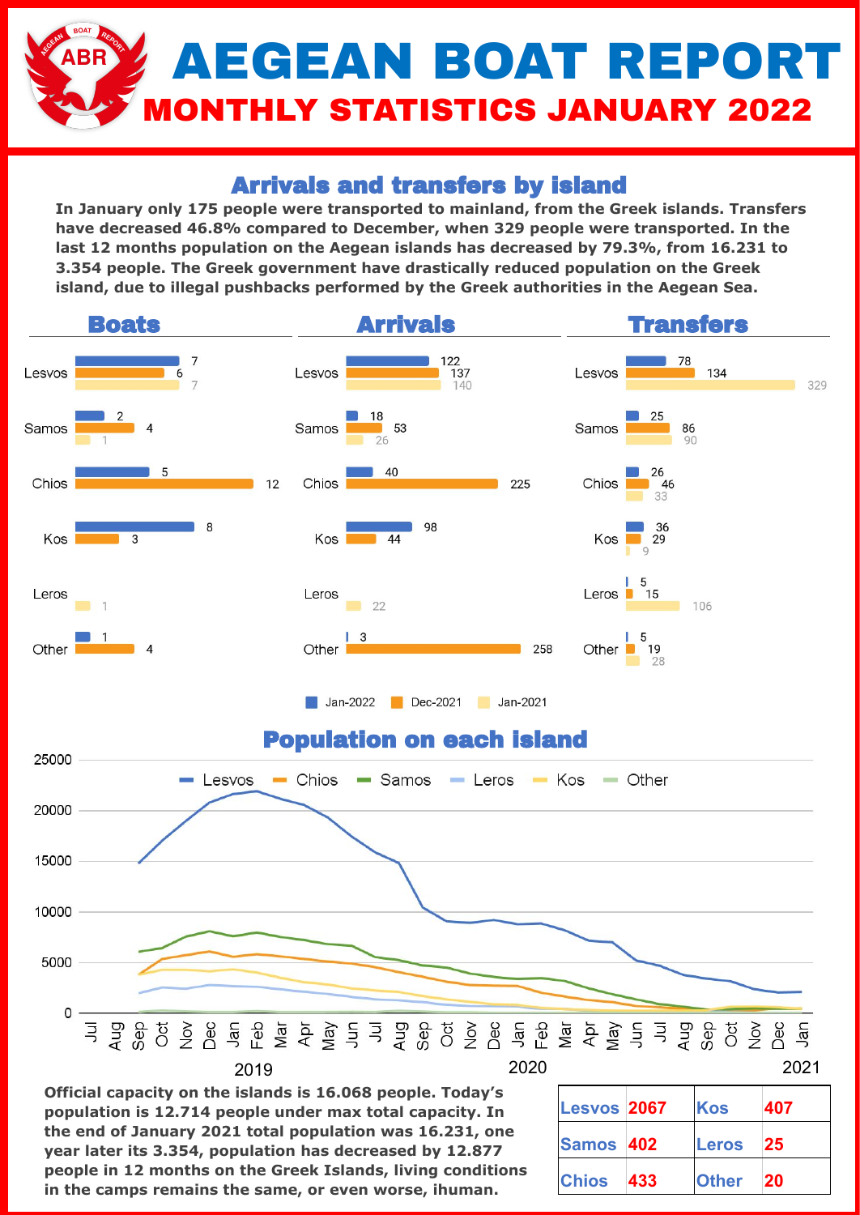# AEGEAN BOAT REPORT

## MONTHLY STATISTICS JANUARY 2022

### Arrivals and transfers by island

**In January only 175 people were transported to mainland, from the Greek islands. Transfers have decreased 46.8% compared to December, when 329 people were transported. In the last 12 months population on the Aegean islands has decreased by 79.3%, from 16.231 to 3.354 people. The Greek government have drastically reduced population on the Greek island, due to illegal pushbacks performed by the Greek authorities in the Aegean Sea.**

#### Boats

| Island | Jan-2022 | Dec-2021 | Jan-2021 |
|---|---|---|---|
| Lesvos | 7 | 6 | 7 |
| Samos | 2 | 4 | 1 |
| Chios | 5 | 12 | |
| Kos | 8 | 3 | |
| Leros | | | 1 |
| Other | 1 | 4 | |

#### Arrivals

| Island | Jan-2022 | Dec-2021 | Jan-2021 |
|---|---|---|---|
| Lesvos | 122 | 137 | 140 |
| Samos | 18 | 53 | 26 |
| Chios | 40 | 225 | |
| Kos | 98 | 44 | |
| Leros | | | 22 |
| Other | 3 | 258 | |

#### Transfers

| Island | Jan-2022 | Dec-2021 | Jan-2021 |
|---|---|---|---|
| Lesvos | 78 | 134 | 329 |
| Samos | 25 | 86 | 90 |
| Chios | 26 | 46 | 33 |
| Kos | 36 | 29 | 9 |
| Leros | 5 | 15 | 106 |
| Other | 5 | 19 | 28 |

### Population on each island

Official capacity on the islands is 16.068 people. Today's population is 12.714 people under max total capacity. In the end of January 2021 total population was 16.231, one year later its 3.354, population has decreased by 12.877 people in 12 months on the Greek Islands, living conditions in the camps remains the same, or even worse, ihuman.

| | | | |
|---|---|---|---|
| Lesvos | 2067 | Kos | 407 |
| Samos | 402 | Leros | 25 |
| Chios | 433 | Other | 20 |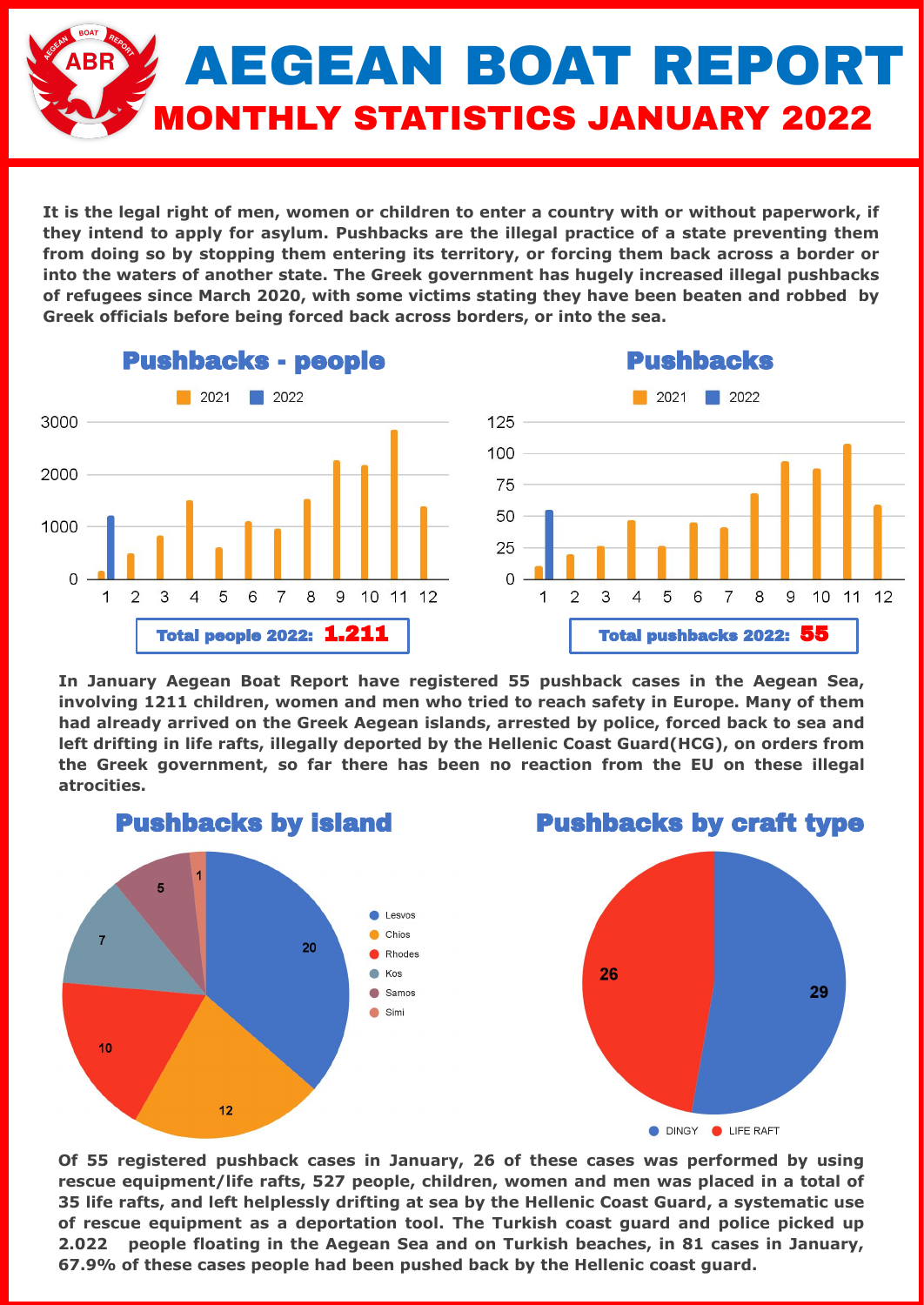# AEGEAN BOAT REPORT

## MONTHLY STATISTICS JANUARY 2022

**It is the legal right of men, women or children to enter a country with or without paperwork, if they intend to apply for asylum. Pushbacks are the illegal practice of a state preventing them from doing so by stopping them entering its territory, or forcing them back across a border or into the waters of another state. The Greek government has hugely increased illegal pushbacks of refugees since March 2020, with some victims stating they have been beaten and robbed by Greek officials before being forced back across borders, or into the sea.**

### Pushbacks - people

2021 2022

3000
2000
1000
0

1 2 3 4 5 6 7 8 9 10 11 12

**Total people 2022: 1.211**

### Pushbacks

2021 2022

125
100
75
50
25
0

1 2 3 4 5 6 7 8 9 10 11 12

**Total pushbacks 2022: 55**

**In January Aegean Boat Report have registered 55 pushback cases in the Aegean Sea, involving 1211 children, women and men who tried to reach safety in Europe. Many of them had already arrived on the Greek Aegean islands, arrested by police, forced back to sea and left drifting in life rafts, illegally deported by the Hellenic Coast Guard(HCG), on orders from the Greek government, so far there has been no reaction from the EU on these illegal atrocities.**

### Pushbacks by island

Lesvos
Chios
Rhodes
Kos
Samos
Simi

20
12
10
7
5
1

### Pushbacks by craft type

DINGY
LIFE RAFT

29
26

**Of 55 registered pushback cases in January, 26 of these cases was performed by using rescue equipment/life rafts, 527 people, children, women and men was placed in a total of 35 life rafts, and left helplessly drifting at sea by the Hellenic Coast Guard, a systematic use of rescue equipment as a deportation tool. The Turkish coast guard and police picked up 2.022 people floating in the Aegean Sea and on Turkish beaches, in 81 cases in January, 67.9% of these cases people had been pushed back by the Hellenic coast guard.**